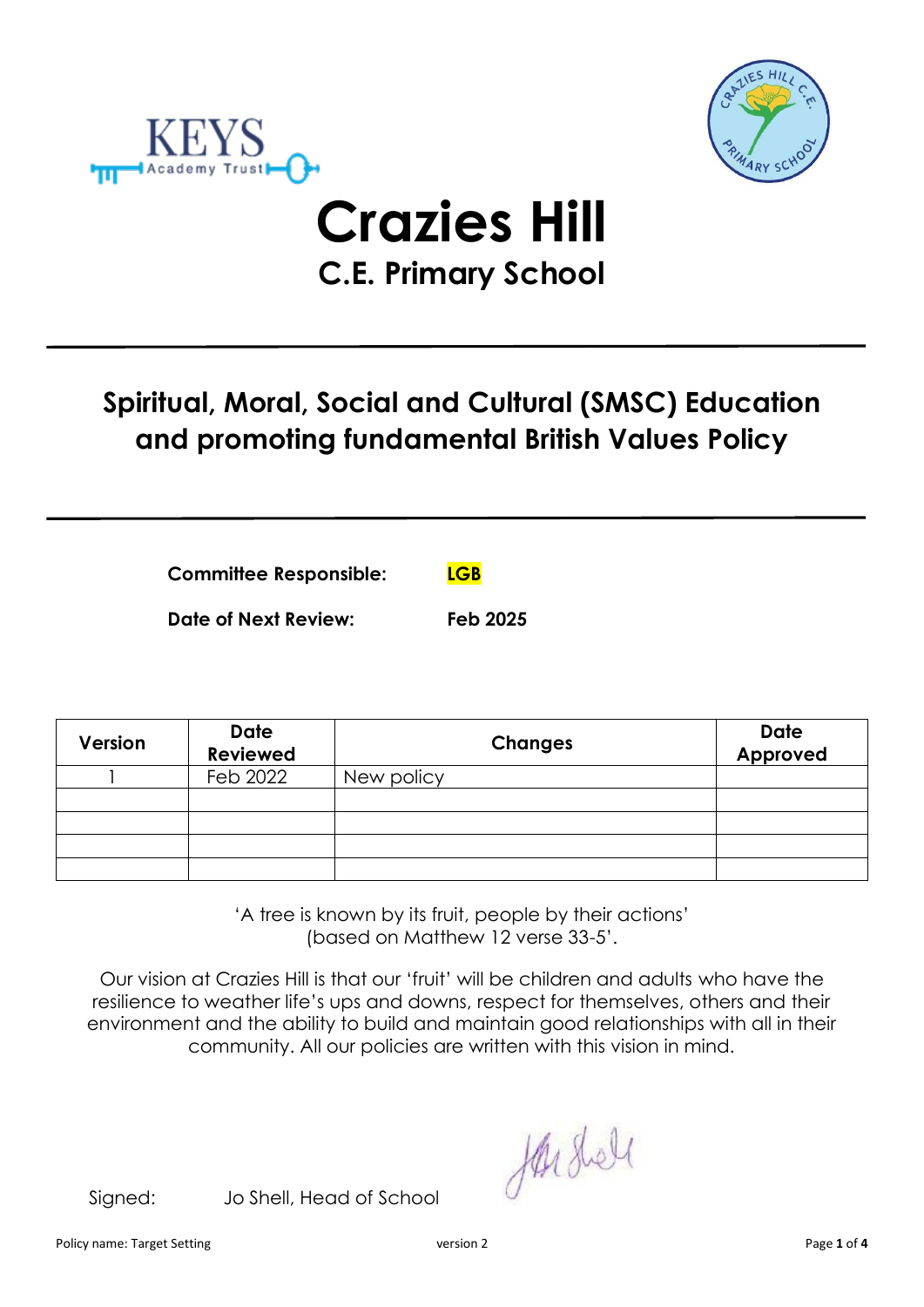# Crazies Hill

## C.E. Primary School

---

## Spiritual, Moral, Social and Cultural (SMSC) Education and promoting fundamental British Values Policy

---

**Committee Responsible:** **LGB**

**Date of Next Review:** **Feb 2025**

| Version | Date Reviewed | Changes | Date Approved |
|---|---|---|---|
| 1 | Feb 2022 | New policy | |
| | | | |
| | | | |
| | | | |
| | | | |

'A tree is known by its fruit, people by their actions'
(based on Matthew 12 verse 33-5'.

Our vision at Crazies Hill is that our 'fruit' will be children and adults who have the resilience to weather life's ups and downs, respect for themselves, others and their environment and the ability to build and maintain good relationships with all in their community. All our policies are written with this vision in mind.

Signed: Jo Shell, Head of School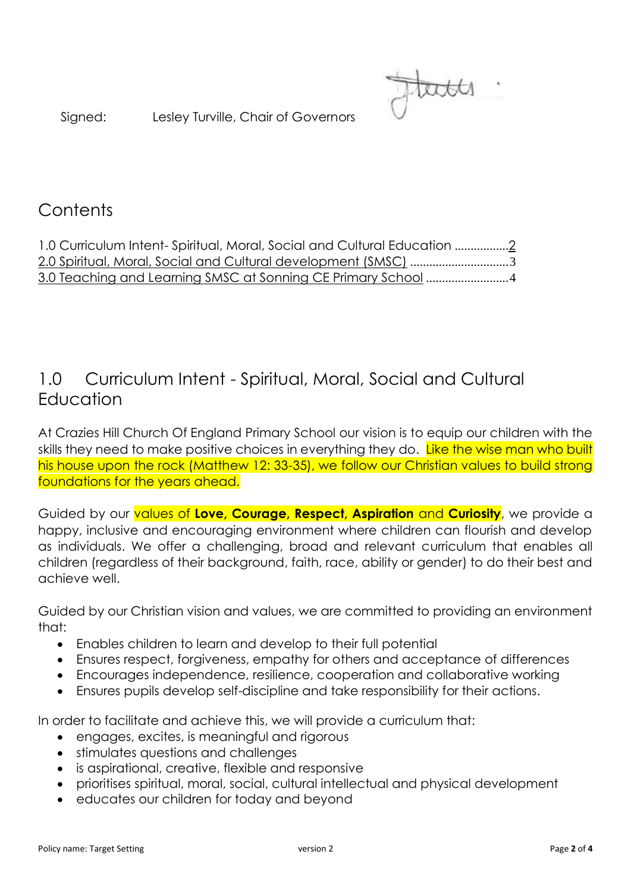Signed: Lesley Turville, Chair of Governors

# Contents

1.0 Curriculum Intent- Spiritual, Moral, Social and Cultural Education ................2
2.0 Spiritual, Moral, Social and Cultural development (SMSC) ...............................3
3.0 Teaching and Learning SMSC at Sonning CE Primary School ..........................4

## 1.0 Curriculum Intent - Spiritual, Moral, Social and Cultural Education

At Crazies Hill Church Of England Primary School our vision is to equip our children with the skills they need to make positive choices in everything they do. Like the wise man who built his house upon the rock (Matthew 12: 33-35), we follow our Christian values to build strong foundations for the years ahead.

Guided by our values of **Love, Courage, Respect, Aspiration** and **Curiosity**, we provide a happy, inclusive and encouraging environment where children can flourish and develop as individuals. We offer a challenging, broad and relevant curriculum that enables all children (regardless of their background, faith, race, ability or gender) to do their best and achieve well.

Guided by our Christian vision and values, we are committed to providing an environment that:

- Enables children to learn and develop to their full potential
- Ensures respect, forgiveness, empathy for others and acceptance of differences
- Encourages independence, resilience, cooperation and collaborative working
- Ensures pupils develop self-discipline and take responsibility for their actions.

In order to facilitate and achieve this, we will provide a curriculum that:

- engages, excites, is meaningful and rigorous
- stimulates questions and challenges
- is aspirational, creative, flexible and responsive
- prioritises spiritual, moral, social, cultural intellectual and physical development
- educates our children for today and beyond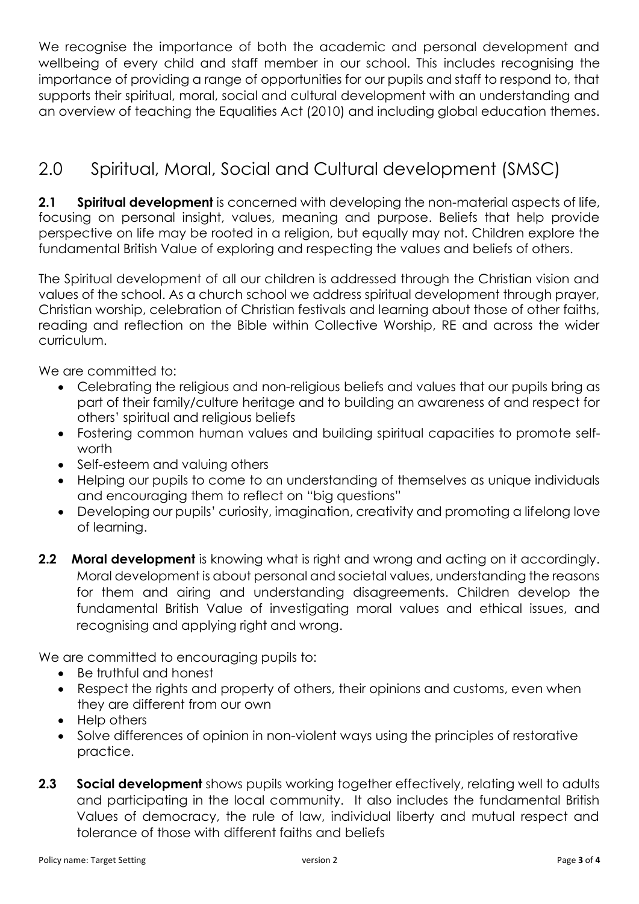We recognise the importance of both the academic and personal development and wellbeing of every child and staff member in our school. This includes recognising the importance of providing a range of opportunities for our pupils and staff to respond to, that supports their spiritual, moral, social and cultural development with an understanding and an overview of teaching the Equalities Act (2010) and including global education themes.

## 2.0 Spiritual, Moral, Social and Cultural development (SMSC)

**2.1 Spiritual development** is concerned with developing the non-material aspects of life, focusing on personal insight, values, meaning and purpose. Beliefs that help provide perspective on life may be rooted in a religion, but equally may not. Children explore the fundamental British Value of exploring and respecting the values and beliefs of others.

The Spiritual development of all our children is addressed through the Christian vision and values of the school. As a church school we address spiritual development through prayer, Christian worship, celebration of Christian festivals and learning about those of other faiths, reading and reflection on the Bible within Collective Worship, RE and across the wider curriculum.

We are committed to:

- Celebrating the religious and non-religious beliefs and values that our pupils bring as part of their family/culture heritage and to building an awareness of and respect for others' spiritual and religious beliefs
- Fostering common human values and building spiritual capacities to promote self-worth
- Self-esteem and valuing others
- Helping our pupils to come to an understanding of themselves as unique individuals and encouraging them to reflect on "big questions"
- Developing our pupils' curiosity, imagination, creativity and promoting a lifelong love of learning.

**2.2 Moral development** is knowing what is right and wrong and acting on it accordingly. Moral development is about personal and societal values, understanding the reasons for them and airing and understanding disagreements. Children develop the fundamental British Value of investigating moral values and ethical issues, and recognising and applying right and wrong.

We are committed to encouraging pupils to:

- Be truthful and honest
- Respect the rights and property of others, their opinions and customs, even when they are different from our own
- Help others
- Solve differences of opinion in non-violent ways using the principles of restorative practice.

**2.3 Social development** shows pupils working together effectively, relating well to adults and participating in the local community. It also includes the fundamental British Values of democracy, the rule of law, individual liberty and mutual respect and tolerance of those with different faiths and beliefs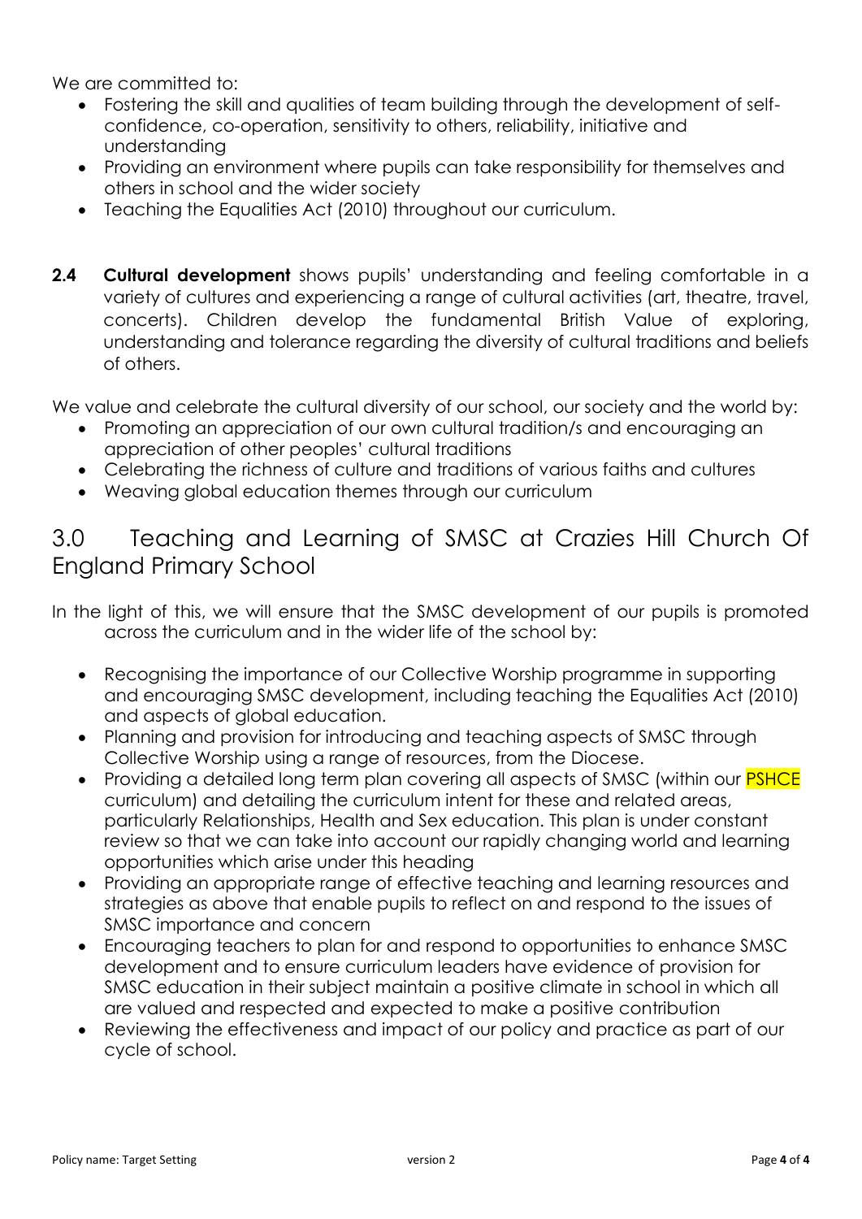We are committed to:

- Fostering the skill and qualities of team building through the development of self-confidence, co-operation, sensitivity to others, reliability, initiative and understanding
- Providing an environment where pupils can take responsibility for themselves and others in school and the wider society
- Teaching the Equalities Act (2010) throughout our curriculum.

**2.4 Cultural development** shows pupils' understanding and feeling comfortable in a variety of cultures and experiencing a range of cultural activities (art, theatre, travel, concerts). Children develop the fundamental British Value of exploring, understanding and tolerance regarding the diversity of cultural traditions and beliefs of others.

We value and celebrate the cultural diversity of our school, our society and the world by:

- Promoting an appreciation of our own cultural tradition/s and encouraging an appreciation of other peoples' cultural traditions
- Celebrating the richness of culture and traditions of various faiths and cultures
- Weaving global education themes through our curriculum

## 3.0 Teaching and Learning of SMSC at Crazies Hill Church Of England Primary School

In the light of this, we will ensure that the SMSC development of our pupils is promoted across the curriculum and in the wider life of the school by:

- Recognising the importance of our Collective Worship programme in supporting and encouraging SMSC development, including teaching the Equalities Act (2010) and aspects of global education.
- Planning and provision for introducing and teaching aspects of SMSC through Collective Worship using a range of resources, from the Diocese.
- Providing a detailed long term plan covering all aspects of SMSC (within our PSHCE curriculum) and detailing the curriculum intent for these and related areas, particularly Relationships, Health and Sex education. This plan is under constant review so that we can take into account our rapidly changing world and learning opportunities which arise under this heading
- Providing an appropriate range of effective teaching and learning resources and strategies as above that enable pupils to reflect on and respond to the issues of SMSC importance and concern
- Encouraging teachers to plan for and respond to opportunities to enhance SMSC development and to ensure curriculum leaders have evidence of provision for SMSC education in their subject maintain a positive climate in school in which all are valued and respected and expected to make a positive contribution
- Reviewing the effectiveness and impact of our policy and practice as part of our cycle of school.